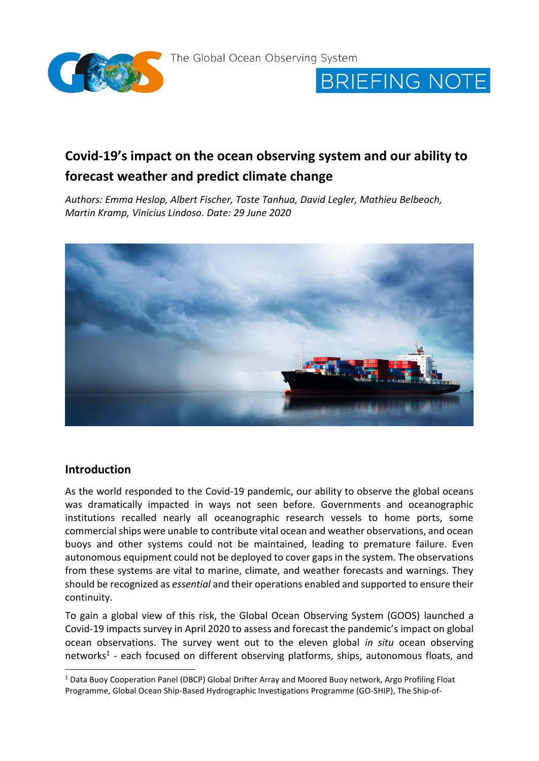The Global Ocean Observing System

BRIEFING NOTE

# Covid-19's impact on the ocean observing system and our ability to forecast weather and predict climate change

*Authors: Emma Heslop, Albert Fischer, Toste Tanhua, David Legler, Mathieu Belbeoch, Martin Kramp, Vinicius Lindoso. Date: 29 June 2020*

## Introduction

As the world responded to the Covid-19 pandemic, our ability to observe the global oceans was dramatically impacted in ways not seen before. Governments and oceanographic institutions recalled nearly all oceanographic research vessels to home ports, some commercial ships were unable to contribute vital ocean and weather observations, and ocean buoys and other systems could not be maintained, leading to premature failure. Even autonomous equipment could not be deployed to cover gaps in the system. The observations from these systems are vital to marine, climate, and weather forecasts and warnings. They should be recognized as *essential* and their operations enabled and supported to ensure their continuity.

To gain a global view of this risk, the Global Ocean Observing System (GOOS) launched a Covid-19 impacts survey in April 2020 to assess and forecast the pandemic's impact on global ocean observations. The survey went out to the eleven global *in situ* ocean observing networks[1] - each focused on different observing platforms, ships, autonomous floats, and

[1] Data Buoy Cooperation Panel (DBCP) Global Drifter Array and Moored Buoy network, Argo Profiling Float Programme, Global Ocean Ship-Based Hydrographic Investigations Programme (GO-SHIP), The Ship-of-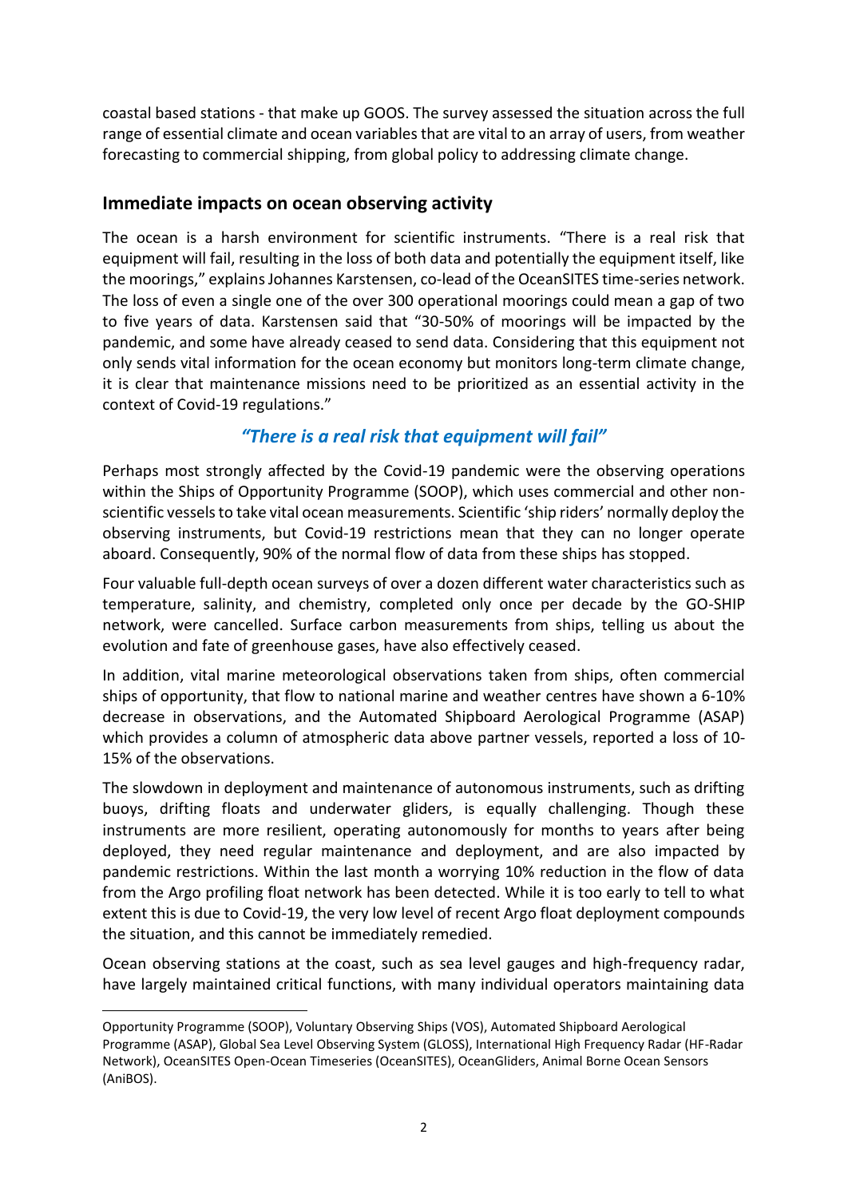coastal based stations - that make up GOOS. The survey assessed the situation across the full range of essential climate and ocean variables that are vital to an array of users, from weather forecasting to commercial shipping, from global policy to addressing climate change.

## Immediate impacts on ocean observing activity

The ocean is a harsh environment for scientific instruments. "There is a real risk that equipment will fail, resulting in the loss of both data and potentially the equipment itself, like the moorings," explains Johannes Karstensen, co-lead of the OceanSITES time-series network. The loss of even a single one of the over 300 operational moorings could mean a gap of two to five years of data. Karstensen said that "30-50% of moorings will be impacted by the pandemic, and some have already ceased to send data. Considering that this equipment not only sends vital information for the ocean economy but monitors long-term climate change, it is clear that maintenance missions need to be prioritized as an essential activity in the context of Covid-19 regulations."

***"There is a real risk that equipment will fail"***

Perhaps most strongly affected by the Covid-19 pandemic were the observing operations within the Ships of Opportunity Programme (SOOP), which uses commercial and other non-scientific vessels to take vital ocean measurements. Scientific 'ship riders' normally deploy the observing instruments, but Covid-19 restrictions mean that they can no longer operate aboard. Consequently, 90% of the normal flow of data from these ships has stopped.

Four valuable full-depth ocean surveys of over a dozen different water characteristics such as temperature, salinity, and chemistry, completed only once per decade by the GO-SHIP network, were cancelled. Surface carbon measurements from ships, telling us about the evolution and fate of greenhouse gases, have also effectively ceased.

In addition, vital marine meteorological observations taken from ships, often commercial ships of opportunity, that flow to national marine and weather centres have shown a 6-10% decrease in observations, and the Automated Shipboard Aerological Programme (ASAP) which provides a column of atmospheric data above partner vessels, reported a loss of 10-15% of the observations.

The slowdown in deployment and maintenance of autonomous instruments, such as drifting buoys, drifting floats and underwater gliders, is equally challenging. Though these instruments are more resilient, operating autonomously for months to years after being deployed, they need regular maintenance and deployment, and are also impacted by pandemic restrictions. Within the last month a worrying 10% reduction in the flow of data from the Argo profiling float network has been detected. While it is too early to tell to what extent this is due to Covid-19, the very low level of recent Argo float deployment compounds the situation, and this cannot be immediately remedied.

Ocean observing stations at the coast, such as sea level gauges and high-frequency radar, have largely maintained critical functions, with many individual operators maintaining data

---

Opportunity Programme (SOOP), Voluntary Observing Ships (VOS), Automated Shipboard Aerological Programme (ASAP), Global Sea Level Observing System (GLOSS), International High Frequency Radar (HF-Radar Network), OceanSITES Open-Ocean Timeseries (OceanSITES), OceanGliders, Animal Borne Ocean Sensors (AniBOS).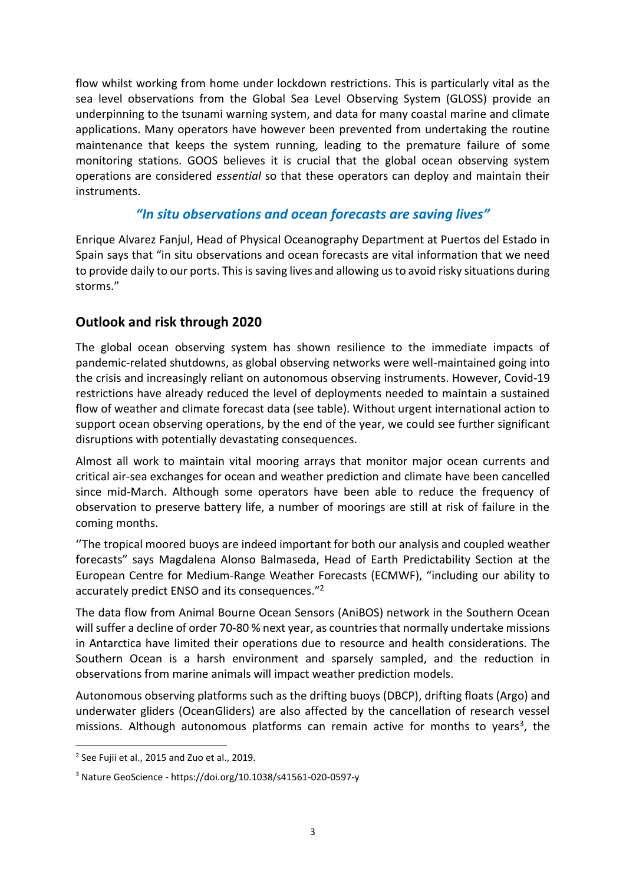flow whilst working from home under lockdown restrictions. This is particularly vital as the sea level observations from the Global Sea Level Observing System (GLOSS) provide an underpinning to the tsunami warning system, and data for many coastal marine and climate applications. Many operators have however been prevented from undertaking the routine maintenance that keeps the system running, leading to the premature failure of some monitoring stations. GOOS believes it is crucial that the global ocean observing system operations are considered *essential* so that these operators can deploy and maintain their instruments.

### *"In situ observations and ocean forecasts are saving lives"*

Enrique Alvarez Fanjul, Head of Physical Oceanography Department at Puertos del Estado in Spain says that "in situ observations and ocean forecasts are vital information that we need to provide daily to our ports. This is saving lives and allowing us to avoid risky situations during storms."

## Outlook and risk through 2020

The global ocean observing system has shown resilience to the immediate impacts of pandemic-related shutdowns, as global observing networks were well-maintained going into the crisis and increasingly reliant on autonomous observing instruments. However, Covid-19 restrictions have already reduced the level of deployments needed to maintain a sustained flow of weather and climate forecast data (see table). Without urgent international action to support ocean observing operations, by the end of the year, we could see further significant disruptions with potentially devastating consequences.

Almost all work to maintain vital mooring arrays that monitor major ocean currents and critical air-sea exchanges for ocean and weather prediction and climate have been cancelled since mid-March. Although some operators have been able to reduce the frequency of observation to preserve battery life, a number of moorings are still at risk of failure in the coming months.

''The tropical moored buoys are indeed important for both our analysis and coupled weather forecasts" says Magdalena Alonso Balmaseda, Head of Earth Predictability Section at the European Centre for Medium-Range Weather Forecasts (ECMWF), "including our ability to accurately predict ENSO and its consequences."[2]

The data flow from Animal Bourne Ocean Sensors (AniBOS) network in the Southern Ocean will suffer a decline of order 70-80 % next year, as countries that normally undertake missions in Antarctica have limited their operations due to resource and health considerations. The Southern Ocean is a harsh environment and sparsely sampled, and the reduction in observations from marine animals will impact weather prediction models.

Autonomous observing platforms such as the drifting buoys (DBCP), drifting floats (Argo) and underwater gliders (OceanGliders) are also affected by the cancellation of research vessel missions. Although autonomous platforms can remain active for months to years[3], the

---

[2] See Fujii et al., 2015 and Zuo et al., 2019.

[3] Nature GeoScience - https://doi.org/10.1038/s41561-020-0597-y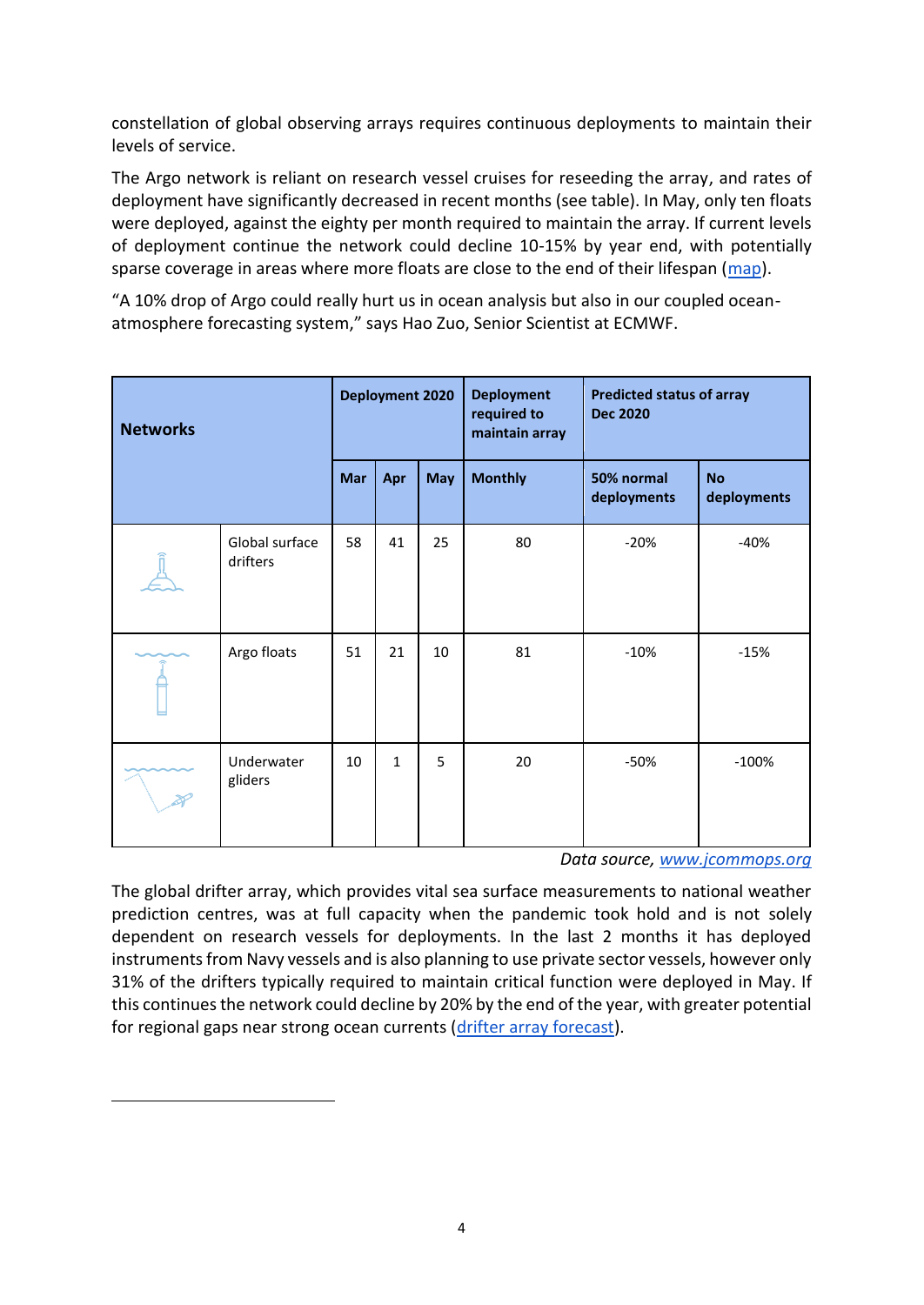constellation of global observing arrays requires continuous deployments to maintain their levels of service.

The Argo network is reliant on research vessel cruises for reseeding the array, and rates of deployment have significantly decreased in recent months (see table). In May, only ten floats were deployed, against the eighty per month required to maintain the array. If current levels of deployment continue the network could decline 10-15% by year end, with potentially sparse coverage in areas where more floats are close to the end of their lifespan (map).

"A 10% drop of Argo could really hurt us in ocean analysis but also in our coupled ocean-atmosphere forecasting system," says Hao Zuo, Senior Scientist at ECMWF.

| **Networks** | | **Deployment 2020** | | | **Deployment required to maintain array** | **Predicted status of array Dec 2020** | |
|---|---|---|---|---|---|---|---|
| | | **Mar** | **Apr** | **May** | **Monthly** | **50% normal deployments** | **No deployments** |
| | Global surface drifters | 58 | 41 | 25 | 80 | -20% | -40% |
| | Argo floats | 51 | 21 | 10 | 81 | -10% | -15% |
| | Underwater gliders | 10 | 1 | 5 | 20 | -50% | -100% |

*Data source, www.jcommops.org*

The global drifter array, which provides vital sea surface measurements to national weather prediction centres, was at full capacity when the pandemic took hold and is not solely dependent on research vessels for deployments. In the last 2 months it has deployed instruments from Navy vessels and is also planning to use private sector vessels, however only 31% of the drifters typically required to maintain critical function were deployed in May. If this continues the network could decline by 20% by the end of the year, with greater potential for regional gaps near strong ocean currents (drifter array forecast).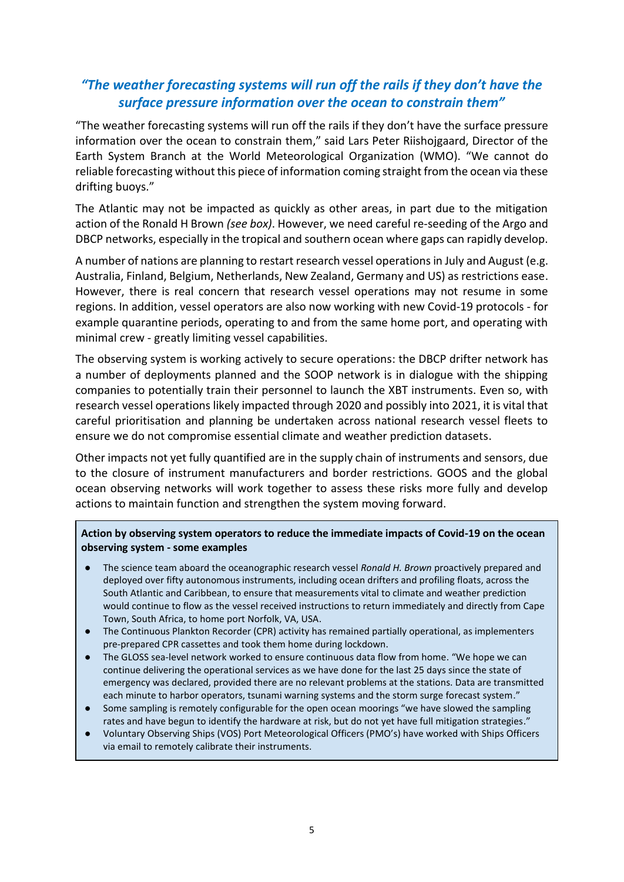## *"The weather forecasting systems will run off the rails if they don't have the surface pressure information over the ocean to constrain them"*

"The weather forecasting systems will run off the rails if they don't have the surface pressure information over the ocean to constrain them," said Lars Peter Riishojgaard, Director of the Earth System Branch at the World Meteorological Organization (WMO). "We cannot do reliable forecasting without this piece of information coming straight from the ocean via these drifting buoys."

The Atlantic may not be impacted as quickly as other areas, in part due to the mitigation action of the Ronald H Brown *(see box)*. However, we need careful re-seeding of the Argo and DBCP networks, especially in the tropical and southern ocean where gaps can rapidly develop.

A number of nations are planning to restart research vessel operations in July and August (e.g. Australia, Finland, Belgium, Netherlands, New Zealand, Germany and US) as restrictions ease. However, there is real concern that research vessel operations may not resume in some regions. In addition, vessel operators are also now working with new Covid-19 protocols - for example quarantine periods, operating to and from the same home port, and operating with minimal crew - greatly limiting vessel capabilities.

The observing system is working actively to secure operations: the DBCP drifter network has a number of deployments planned and the SOOP network is in dialogue with the shipping companies to potentially train their personnel to launch the XBT instruments. Even so, with research vessel operations likely impacted through 2020 and possibly into 2021, it is vital that careful prioritisation and planning be undertaken across national research vessel fleets to ensure we do not compromise essential climate and weather prediction datasets.

Other impacts not yet fully quantified are in the supply chain of instruments and sensors, due to the closure of instrument manufacturers and border restrictions. GOOS and the global ocean observing networks will work together to assess these risks more fully and develop actions to maintain function and strengthen the system moving forward.

**Action by observing system operators to reduce the immediate impacts of Covid-19 on the ocean observing system - some examples**

- The science team aboard the oceanographic research vessel *Ronald H. Brown* proactively prepared and deployed over fifty autonomous instruments, including ocean drifters and profiling floats, across the South Atlantic and Caribbean, to ensure that measurements vital to climate and weather prediction would continue to flow as the vessel received instructions to return immediately and directly from Cape Town, South Africa, to home port Norfolk, VA, USA.
- The Continuous Plankton Recorder (CPR) activity has remained partially operational, as implementers pre-prepared CPR cassettes and took them home during lockdown.
- The GLOSS sea-level network worked to ensure continuous data flow from home. "We hope we can continue delivering the operational services as we have done for the last 25 days since the state of emergency was declared, provided there are no relevant problems at the stations. Data are transmitted each minute to harbor operators, tsunami warning systems and the storm surge forecast system."
- Some sampling is remotely configurable for the open ocean moorings "we have slowed the sampling rates and have begun to identify the hardware at risk, but do not yet have full mitigation strategies."
- Voluntary Observing Ships (VOS) Port Meteorological Officers (PMO's) have worked with Ships Officers via email to remotely calibrate their instruments.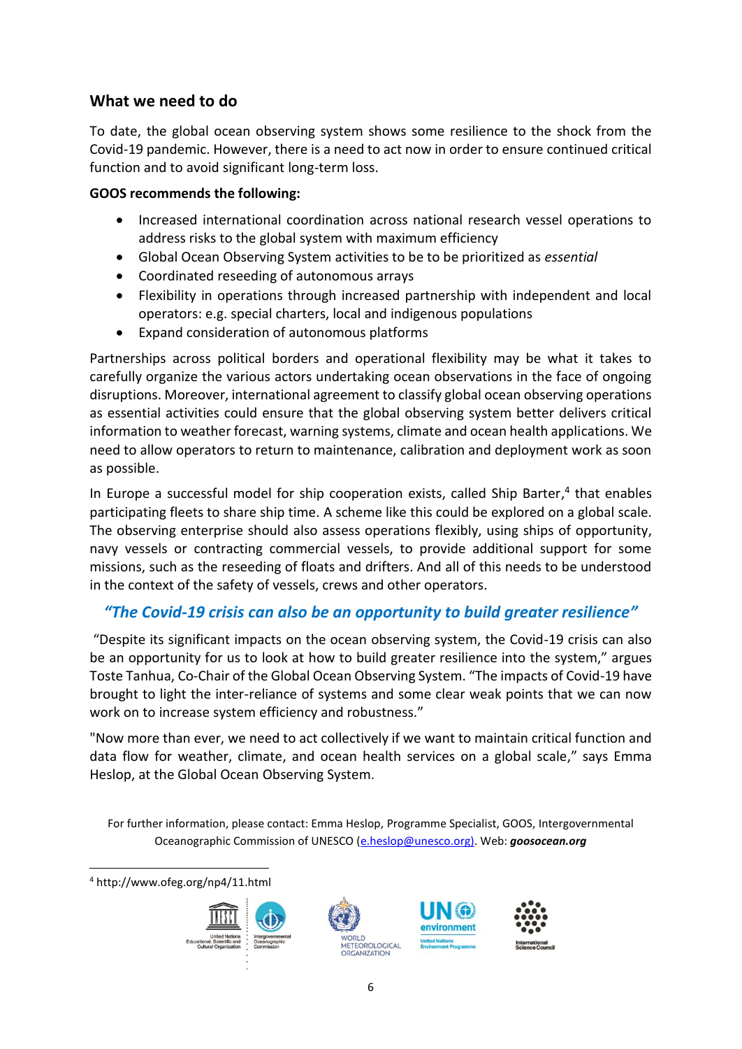## What we need to do

To date, the global ocean observing system shows some resilience to the shock from the Covid-19 pandemic. However, there is a need to act now in order to ensure continued critical function and to avoid significant long-term loss.

**GOOS recommends the following:**

- Increased international coordination across national research vessel operations to address risks to the global system with maximum efficiency
- Global Ocean Observing System activities to be to be prioritized as *essential*
- Coordinated reseeding of autonomous arrays
- Flexibility in operations through increased partnership with independent and local operators: e.g. special charters, local and indigenous populations
- Expand consideration of autonomous platforms

Partnerships across political borders and operational flexibility may be what it takes to carefully organize the various actors undertaking ocean observations in the face of ongoing disruptions. Moreover, international agreement to classify global ocean observing operations as essential activities could ensure that the global observing system better delivers critical information to weather forecast, warning systems, climate and ocean health applications. We need to allow operators to return to maintenance, calibration and deployment work as soon as possible.

In Europe a successful model for ship cooperation exists, called Ship Barter,[4] that enables participating fleets to share ship time. A scheme like this could be explored on a global scale. The observing enterprise should also assess operations flexibly, using ships of opportunity, navy vessels or contracting commercial vessels, to provide additional support for some missions, such as the reseeding of floats and drifters. And all of this needs to be understood in the context of the safety of vessels, crews and other operators.

### *"The Covid-19 crisis can also be an opportunity to build greater resilience"*

"Despite its significant impacts on the ocean observing system, the Covid-19 crisis can also be an opportunity for us to look at how to build greater resilience into the system," argues Toste Tanhua, Co-Chair of the Global Ocean Observing System. "The impacts of Covid-19 have brought to light the inter-reliance of systems and some clear weak points that we can now work on to increase system efficiency and robustness."

"Now more than ever, we need to act collectively if we want to maintain critical function and data flow for weather, climate, and ocean health services on a global scale," says Emma Heslop, at the Global Ocean Observing System.

For further information, please contact: Emma Heslop, Programme Specialist, GOOS, Intergovernmental Oceanographic Commission of UNESCO (e.heslop@unesco.org). Web: ***goosocean.org***

[4] http://www.ofeg.org/np4/11.html